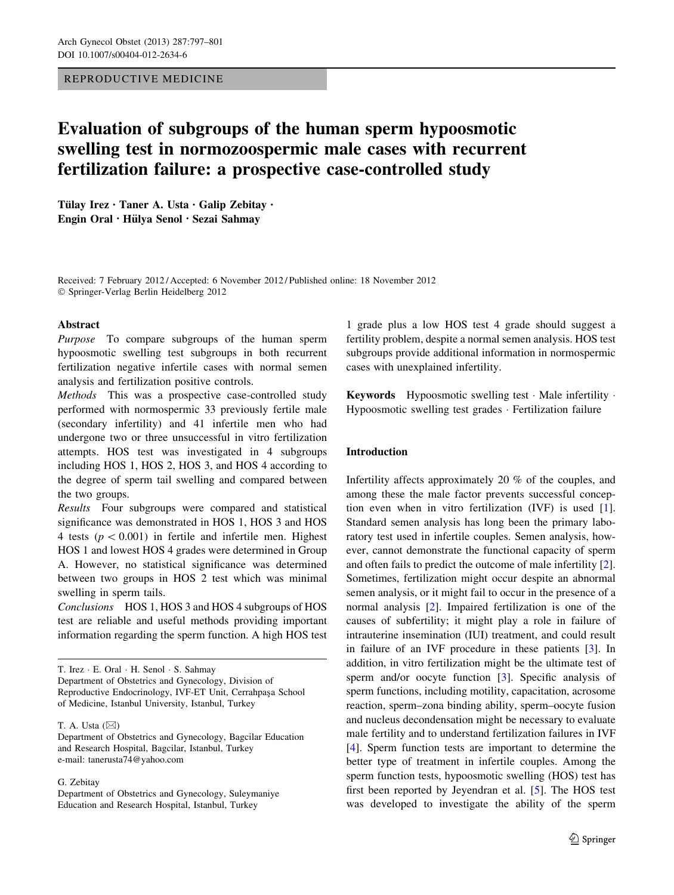REPRODUCTIVE MEDICINE

# Evaluation of subgroups of the human sperm hypoosmotic swelling test in normozoospermic male cases with recurrent fertilization failure: a prospective case-controlled study

**Tülay Irez · Taner A. Usta · Galip Zebitay · Engin Oral · Hülya Senol · Sezai Sahmay**

Received: 7 February 2012 / Accepted: 6 November 2012 / Published online: 18 November 2012
© Springer-Verlag Berlin Heidelberg 2012

## Abstract

*Purpose* To compare subgroups of the human sperm hypoosmotic swelling test subgroups in both recurrent fertilization negative infertile cases with normal semen analysis and fertilization positive controls.

*Methods* This was a prospective case-controlled study performed with normospermic 33 previously fertile male (secondary infertility) and 41 infertile men who had undergone two or three unsuccessful in vitro fertilization attempts. HOS test was investigated in 4 subgroups including HOS 1, HOS 2, HOS 3, and HOS 4 according to the degree of sperm tail swelling and compared between the two groups.

*Results* Four subgroups were compared and statistical significance was demonstrated in HOS 1, HOS 3 and HOS 4 tests ($p < 0.001$) in fertile and infertile men. Highest HOS 1 and lowest HOS 4 grades were determined in Group A. However, no statistical significance was determined between two groups in HOS 2 test which was minimal swelling in sperm tails.

*Conclusions* HOS 1, HOS 3 and HOS 4 subgroups of HOS test are reliable and useful methods providing important information regarding the sperm function. A high HOS test 1 grade plus a low HOS test 4 grade should suggest a fertility problem, despite a normal semen analysis. HOS test subgroups provide additional information in normospermic cases with unexplained infertility.

**Keywords** Hypoosmotic swelling test · Male infertility · Hypoosmotic swelling test grades · Fertilization failure

T. Irez · E. Oral · H. Senol · S. Sahmay
Department of Obstetrics and Gynecology, Division of Reproductive Endocrinology, IVF-ET Unit, Cerrahpaşa School of Medicine, Istanbul University, Istanbul, Turkey

T. A. Usta (✉)
Department of Obstetrics and Gynecology, Bagcilar Education and Research Hospital, Bagcilar, Istanbul, Turkey
e-mail: tanerusta74@yahoo.com

G. Zebitay
Department of Obstetrics and Gynecology, Suleymaniye Education and Research Hospital, Istanbul, Turkey

## Introduction

Infertility affects approximately 20 % of the couples, and among these the male factor prevents successful conception even when in vitro fertilization (IVF) is used [1]. Standard semen analysis has long been the primary laboratory test used in infertile couples. Semen analysis, however, cannot demonstrate the functional capacity of sperm and often fails to predict the outcome of male infertility [2]. Sometimes, fertilization might occur despite an abnormal semen analysis, or it might fail to occur in the presence of a normal analysis [2]. Impaired fertilization is one of the causes of subfertility; it might play a role in failure of intrauterine insemination (IUI) treatment, and could result in failure of an IVF procedure in these patients [3]. In addition, in vitro fertilization might be the ultimate test of sperm and/or oocyte function [3]. Specific analysis of sperm functions, including motility, capacitation, acrosome reaction, sperm–zona binding ability, sperm–oocyte fusion and nucleus decondensation might be necessary to evaluate male fertility and to understand fertilization failures in IVF [4]. Sperm function tests are important to determine the better type of treatment in infertile couples. Among the sperm function tests, hypoosmotic swelling (HOS) test has first been reported by Jeyendran et al. [5]. The HOS test was developed to investigate the ability of the sperm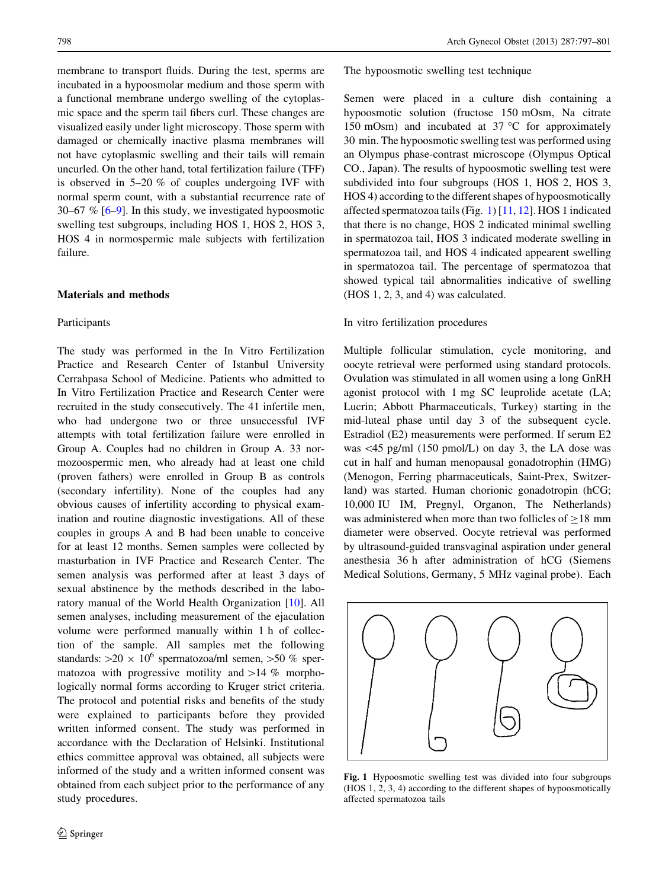membrane to transport fluids. During the test, sperms are incubated in a hypoosmolar medium and those sperm with a functional membrane undergo swelling of the cytoplasmic space and the sperm tail fibers curl. These changes are visualized easily under light microscopy. Those sperm with damaged or chemically inactive plasma membranes will not have cytoplasmic swelling and their tails will remain uncurled. On the other hand, total fertilization failure (TFF) is observed in 5–20 % of couples undergoing IVF with normal sperm count, with a substantial recurrence rate of 30–67 % [6–9]. In this study, we investigated hypoosmotic swelling test subgroups, including HOS 1, HOS 2, HOS 3, HOS 4 in normospermic male subjects with fertilization failure.

## Materials and methods

### Participants

The study was performed in the In Vitro Fertilization Practice and Research Center of Istanbul University Cerrahpasa School of Medicine. Patients who admitted to In Vitro Fertilization Practice and Research Center were recruited in the study consecutively. The 41 infertile men, who had undergone two or three unsuccessful IVF attempts with total fertilization failure were enrolled in Group A. Couples had no children in Group A. 33 normozoospermic men, who already had at least one child (proven fathers) were enrolled in Group B as controls (secondary infertility). None of the couples had any obvious causes of infertility according to physical examination and routine diagnostic investigations. All of these couples in groups A and B had been unable to conceive for at least 12 months. Semen samples were collected by masturbation in IVF Practice and Research Center. The semen analysis was performed after at least 3 days of sexual abstinence by the methods described in the laboratory manual of the World Health Organization [10]. All semen analyses, including measurement of the ejaculation volume were performed manually within 1 h of collection of the sample. All samples met the following standards: $>20 \times 10^6$ spermatozoa/ml semen, >50 % spermatozoa with progressive motility and >14 % morphologically normal forms according to Kruger strict criteria. The protocol and potential risks and benefits of the study were explained to participants before they provided written informed consent. The study was performed in accordance with the Declaration of Helsinki. Institutional ethics committee approval was obtained, all subjects were informed of the study and a written informed consent was obtained from each subject prior to the performance of any study procedures.

### The hypoosmotic swelling test technique

Semen were placed in a culture dish containing a hypoosmotic solution (fructose 150 mOsm, Na citrate 150 mOsm) and incubated at 37 °C for approximately 30 min. The hypoosmotic swelling test was performed using an Olympus phase-contrast microscope (Olympus Optical CO., Japan). The results of hypoosmotic swelling test were subdivided into four subgroups (HOS 1, HOS 2, HOS 3, HOS 4) according to the different shapes of hypoosmotically affected spermatozoa tails (Fig. 1) [11, 12]. HOS 1 indicated that there is no change, HOS 2 indicated minimal swelling in spermatozoa tail, HOS 3 indicated moderate swelling in spermatozoa tail, and HOS 4 indicated apparent swelling in spermatozoa tail. The percentage of spermatozoa that showed typical tail abnormalities indicative of swelling (HOS 1, 2, 3, and 4) was calculated.

### In vitro fertilization procedures

Multiple follicular stimulation, cycle monitoring, and oocyte retrieval were performed using standard protocols. Ovulation was stimulated in all women using a long GnRH agonist protocol with 1 mg SC leuprolide acetate (LA; Lucrin; Abbott Pharmaceuticals, Turkey) starting in the mid-luteal phase until day 3 of the subsequent cycle. Estradiol (E2) measurements were performed. If serum E2 was <45 pg/ml (150 pmol/L) on day 3, the LA dose was cut in half and human menopausal gonadotrophin (HMG) (Menogon, Ferring pharmaceuticals, Saint-Prex, Switzerland) was started. Human chorionic gonadotropin (hCG; 10,000 IU IM, Pregnyl, Organon, The Netherlands) was administered when more than two follicles of ≥18 mm diameter were observed. Oocyte retrieval was performed by ultrasound-guided transvaginal aspiration under general anesthesia 36 h after administration of hCG (Siemens Medical Solutions, Germany, 5 MHz vaginal probe). Each

**Fig. 1** Hypoosmotic swelling test was divided into four subgroups (HOS 1, 2, 3, 4) according to the different shapes of hypoosmotically affected spermatozoa tails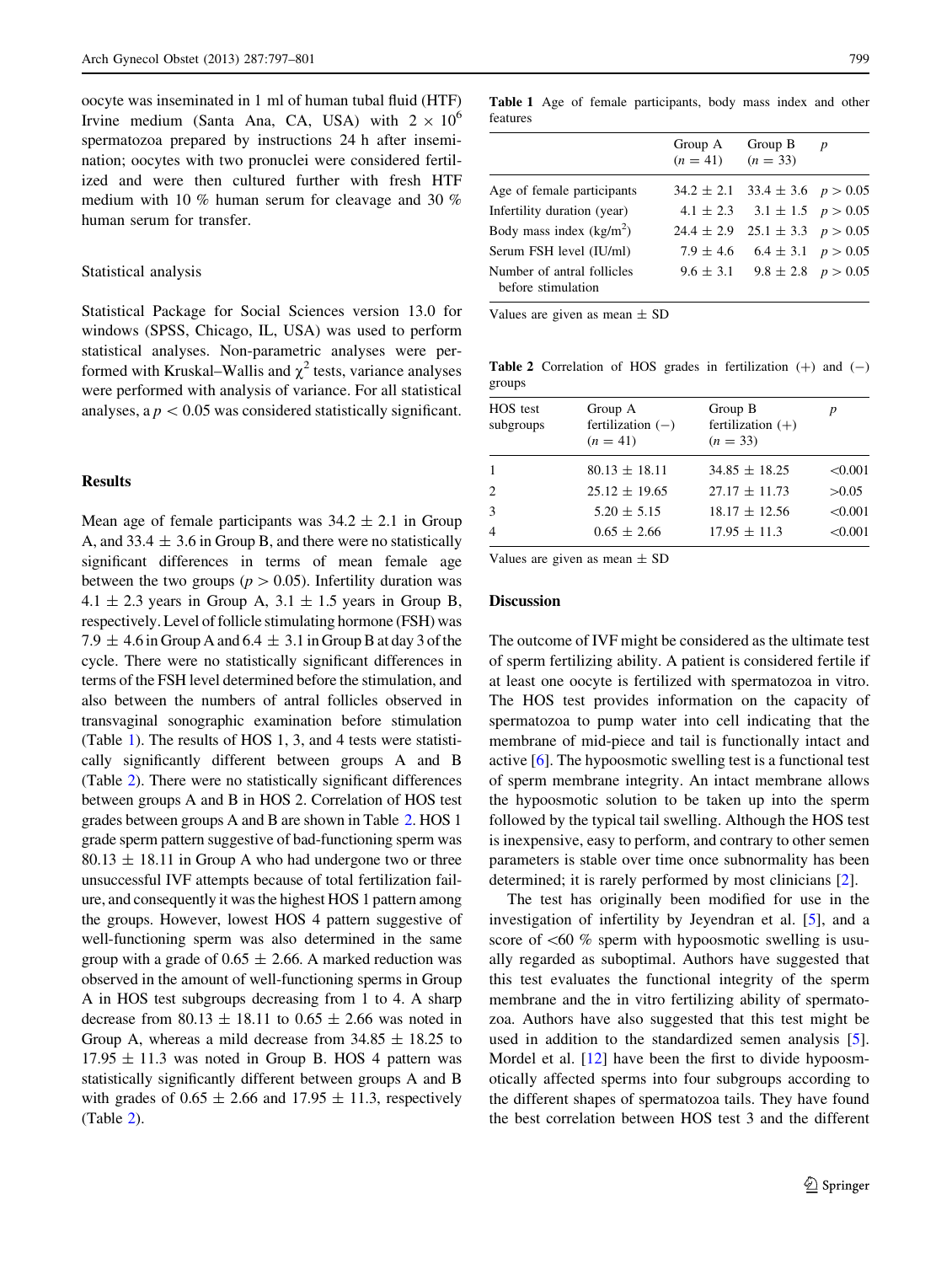oocyte was inseminated in 1 ml of human tubal fluid (HTF) Irvine medium (Santa Ana, CA, USA) with $2 \times 10^6$ spermatozoa prepared by instructions 24 h after insemination; oocytes with two pronuclei were considered fertilized and were then cultured further with fresh HTF medium with 10 % human serum for cleavage and 30 % human serum for transfer.

### Statistical analysis

Statistical Package for Social Sciences version 13.0 for windows (SPSS, Chicago, IL, USA) was used to perform statistical analyses. Non-parametric analyses were performed with Kruskal–Wallis and $\chi^2$ tests, variance analyses were performed with analysis of variance. For all statistical analyses, a $p < 0.05$ was considered statistically significant.

## Results

Mean age of female participants was $34.2 \pm 2.1$ in Group A, and $33.4 \pm 3.6$ in Group B, and there were no statistically significant differences in terms of mean female age between the two groups ($p > 0.05$). Infertility duration was $4.1 \pm 2.3$ years in Group A, $3.1 \pm 1.5$ years in Group B, respectively. Level of follicle stimulating hormone (FSH) was $7.9 \pm 4.6$ in Group A and $6.4 \pm 3.1$ in Group B at day 3 of the cycle. There were no statistically significant differences in terms of the FSH level determined before the stimulation, and also between the numbers of antral follicles observed in transvaginal sonographic examination before stimulation (Table 1). The results of HOS 1, 3, and 4 tests were statistically significantly different between groups A and B (Table 2). There were no statistically significant differences between groups A and B in HOS 2. Correlation of HOS test grades between groups A and B are shown in Table 2. HOS 1 grade sperm pattern suggestive of bad-functioning sperm was $80.13 \pm 18.11$ in Group A who had undergone two or three unsuccessful IVF attempts because of total fertilization failure, and consequently it was the highest HOS 1 pattern among the groups. However, lowest HOS 4 pattern suggestive of well-functioning sperm was also determined in the same group with a grade of $0.65 \pm 2.66$. A marked reduction was observed in the amount of well-functioning sperms in Group A in HOS test subgroups decreasing from 1 to 4. A sharp decrease from $80.13 \pm 18.11$ to $0.65 \pm 2.66$ was noted in Group A, whereas a mild decrease from $34.85 \pm 18.25$ to $17.95 \pm 11.3$ was noted in Group B. HOS 4 pattern was statistically significantly different between groups A and B with grades of $0.65 \pm 2.66$ and $17.95 \pm 11.3$, respectively (Table 2).

**Table 1** Age of female participants, body mass index and other features

| | Group A ($n = 41$) | Group B ($n = 33$) | $p$ |
|---|---|---|---|
| Age of female participants | $34.2 \pm 2.1$ | $33.4 \pm 3.6$ | $p > 0.05$ |
| Infertility duration (year) | $4.1 \pm 2.3$ | $3.1 \pm 1.5$ | $p > 0.05$ |
| Body mass index (kg/m$^2$) | $24.4 \pm 2.9$ | $25.1 \pm 3.3$ | $p > 0.05$ |
| Serum FSH level (IU/ml) | $7.9 \pm 4.6$ | $6.4 \pm 3.1$ | $p > 0.05$ |
| Number of antral follicles before stimulation | $9.6 \pm 3.1$ | $9.8 \pm 2.8$ | $p > 0.05$ |

Values are given as mean ± SD

**Table 2** Correlation of HOS grades in fertilization (+) and (−) groups

| HOS test subgroups | Group A fertilization (−) ($n = 41$) | Group B fertilization (+) ($n = 33$) | $p$ |
|---|---|---|---|
| 1 | $80.13 \pm 18.11$ | $34.85 \pm 18.25$ | <0.001 |
| 2 | $25.12 \pm 19.65$ | $27.17 \pm 11.73$ | >0.05 |
| 3 | $5.20 \pm 5.15$ | $18.17 \pm 12.56$ | <0.001 |
| 4 | $0.65 \pm 2.66$ | $17.95 \pm 11.3$ | <0.001 |

Values are given as mean ± SD

## Discussion

The outcome of IVF might be considered as the ultimate test of sperm fertilizing ability. A patient is considered fertile if at least one oocyte is fertilized with spermatozoa in vitro. The HOS test provides information on the capacity of spermatozoa to pump water into cell indicating that the membrane of mid-piece and tail is functionally intact and active [6]. The hypoosmotic swelling test is a functional test of sperm membrane integrity. An intact membrane allows the hypoosmotic solution to be taken up into the sperm followed by the typical tail swelling. Although the HOS test is inexpensive, easy to perform, and contrary to other semen parameters is stable over time once subnormality has been determined; it is rarely performed by most clinicians [2].

The test has originally been modified for use in the investigation of infertility by Jeyendran et al. [5], and a score of <60 % sperm with hypoosmotic swelling is usually regarded as suboptimal. Authors have suggested that this test evaluates the functional integrity of the sperm membrane and the in vitro fertilizing ability of spermatozoa. Authors have also suggested that this test might be used in addition to the standardized semen analysis [5]. Mordel et al. [12] have been the first to divide hypoosmotically affected sperms into four subgroups according to the different shapes of spermatozoa tails. They have found the best correlation between HOS test 3 and the different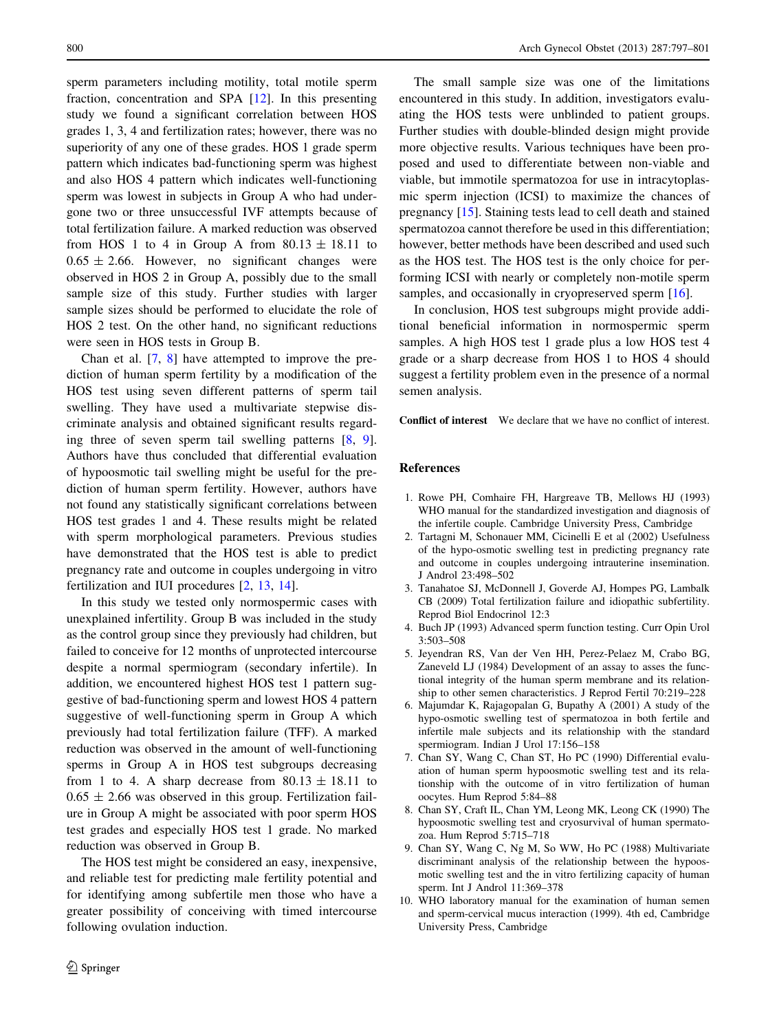sperm parameters including motility, total motile sperm fraction, concentration and SPA [12]. In this presenting study we found a significant correlation between HOS grades 1, 3, 4 and fertilization rates; however, there was no superiority of any one of these grades. HOS 1 grade sperm pattern which indicates bad-functioning sperm was highest and also HOS 4 pattern which indicates well-functioning sperm was lowest in subjects in Group A who had undergone two or three unsuccessful IVF attempts because of total fertilization failure. A marked reduction was observed from HOS 1 to 4 in Group A from $80.13 \pm 18.11$ to $0.65 \pm 2.66$. However, no significant changes were observed in HOS 2 in Group A, possibly due to the small sample size of this study. Further studies with larger sample sizes should be performed to elucidate the role of HOS 2 test. On the other hand, no significant reductions were seen in HOS tests in Group B.

Chan et al. [7, 8] have attempted to improve the prediction of human sperm fertility by a modification of the HOS test using seven different patterns of sperm tail swelling. They have used a multivariate stepwise discriminate analysis and obtained significant results regarding three of seven sperm tail swelling patterns [8, 9]. Authors have thus concluded that differential evaluation of hypoosmotic tail swelling might be useful for the prediction of human sperm fertility. However, authors have not found any statistically significant correlations between HOS test grades 1 and 4. These results might be related with sperm morphological parameters. Previous studies have demonstrated that the HOS test is able to predict pregnancy rate and outcome in couples undergoing in vitro fertilization and IUI procedures [2, 13, 14].

In this study we tested only normospermic cases with unexplained infertility. Group B was included in the study as the control group since they previously had children, but failed to conceive for 12 months of unprotected intercourse despite a normal spermiogram (secondary infertile). In addition, we encountered highest HOS test 1 pattern suggestive of bad-functioning sperm and lowest HOS 4 pattern suggestive of well-functioning sperm in Group A which previously had total fertilization failure (TFF). A marked reduction was observed in the amount of well-functioning sperms in Group A in HOS test subgroups decreasing from 1 to 4. A sharp decrease from $80.13 \pm 18.11$ to $0.65 \pm 2.66$ was observed in this group. Fertilization failure in Group A might be associated with poor sperm HOS test grades and especially HOS test 1 grade. No marked reduction was observed in Group B.

The HOS test might be considered an easy, inexpensive, and reliable test for predicting male fertility potential and for identifying among subfertile men those who have a greater possibility of conceiving with timed intercourse following ovulation induction.

The small sample size was one of the limitations encountered in this study. In addition, investigators evaluating the HOS tests were unblinded to patient groups. Further studies with double-blinded design might provide more objective results. Various techniques have been proposed and used to differentiate between non-viable and viable, but immotile spermatozoa for use in intracytoplasmic sperm injection (ICSI) to maximize the chances of pregnancy [15]. Staining tests lead to cell death and stained spermatozoa cannot therefore be used in this differentiation; however, better methods have been described and used such as the HOS test. The HOS test is the only choice for performing ICSI with nearly or completely non-motile sperm samples, and occasionally in cryopreserved sperm [16].

In conclusion, HOS test subgroups might provide additional beneficial information in normospermic sperm samples. A high HOS test 1 grade plus a low HOS test 4 grade or a sharp decrease from HOS 1 to HOS 4 should suggest a fertility problem even in the presence of a normal semen analysis.

**Conflict of interest** We declare that we have no conflict of interest.

## References

1. Rowe PH, Comhaire FH, Hargreave TB, Mellows HJ (1993) WHO manual for the standardized investigation and diagnosis of the infertile couple. Cambridge University Press, Cambridge
2. Tartagni M, Schonauer MM, Cicinelli E et al (2002) Usefulness of the hypo-osmotic swelling test in predicting pregnancy rate and outcome in couples undergoing intrauterine insemination. J Androl 23:498–502
3. Tanahatoe SJ, McDonnell J, Goverde AJ, Hompes PG, Lambalk CB (2009) Total fertilization failure and idiopathic subfertility. Reprod Biol Endocrinol 12:3
4. Buch JP (1993) Advanced sperm function testing. Curr Opin Urol 3:503–508
5. Jeyendran RS, Van der Ven HH, Perez-Pelaez M, Crabo BG, Zaneveld LJ (1984) Development of an assay to asses the functional integrity of the human sperm membrane and its relationship to other semen characteristics. J Reprod Fertil 70:219–228
6. Majumdar K, Rajagopalan G, Bupathy A (2001) A study of the hypo-osmotic swelling test of spermatozoa in both fertile and infertile male subjects and its relationship with the standard spermiogram. Indian J Urol 17:156–158
7. Chan SY, Wang C, Chan ST, Ho PC (1990) Differential evaluation of human sperm hypoosmotic swelling test and its relationship with the outcome of in vitro fertilization of human oocytes. Hum Reprod 5:84–88
8. Chan SY, Craft IL, Chan YM, Leong MK, Leong CK (1990) The hypoosmotic swelling test and cryosurvival of human spermatozoa. Hum Reprod 5:715–718
9. Chan SY, Wang C, Ng M, So WW, Ho PC (1988) Multivariate discriminant analysis of the relationship between the hypoosmotic swelling test and the in vitro fertilizing capacity of human sperm. Int J Androl 11:369–378
10. WHO laboratory manual for the examination of human semen and sperm-cervical mucus interaction (1999). 4th ed, Cambridge University Press, Cambridge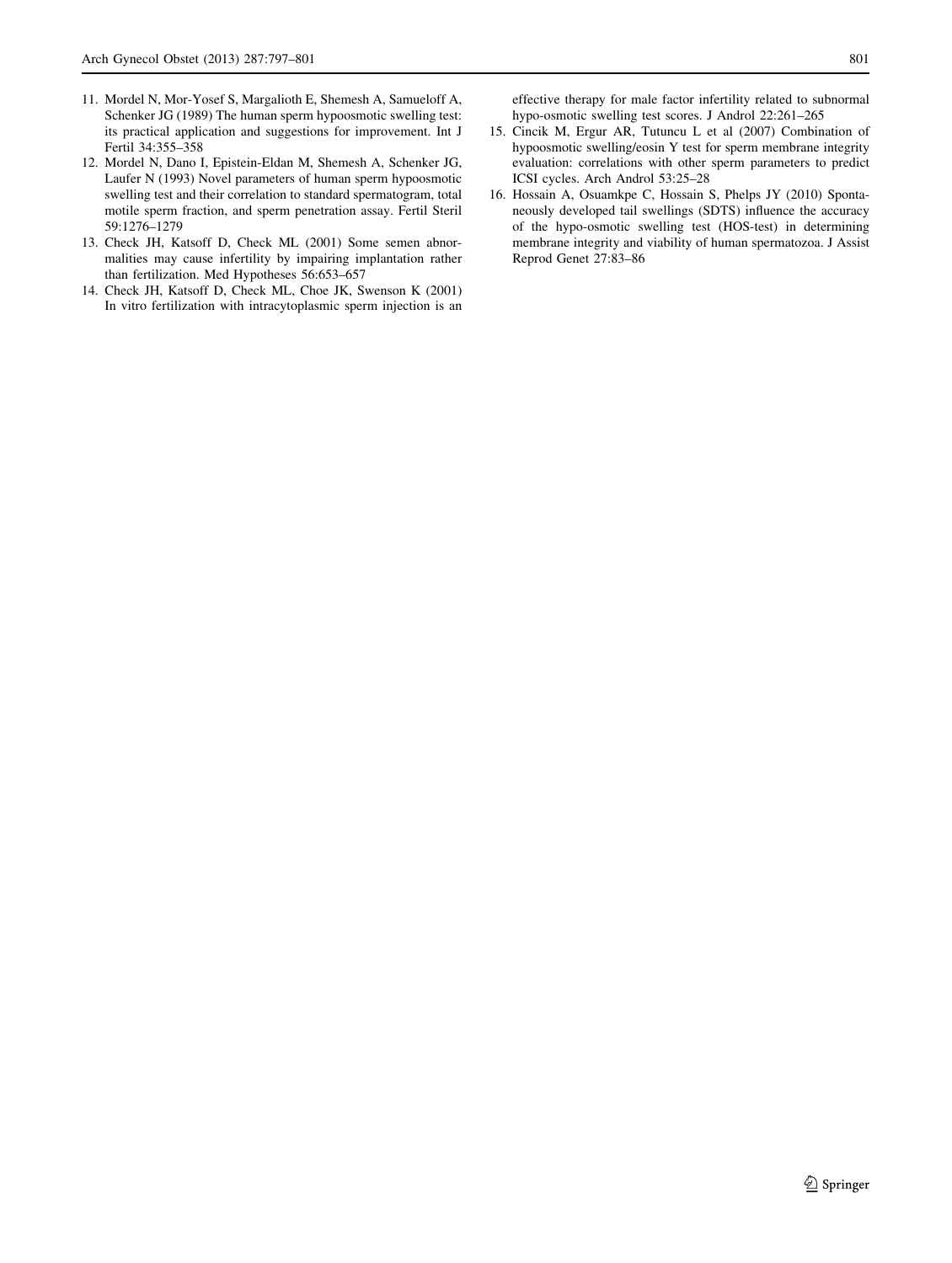11. Mordel N, Mor-Yosef S, Margalioth E, Shemesh A, Samueloff A, Schenker JG (1989) The human sperm hypoosmotic swelling test: its practical application and suggestions for improvement. Int J Fertil 34:355–358
12. Mordel N, Dano I, Epistein-Eldan M, Shemesh A, Schenker JG, Laufer N (1993) Novel parameters of human sperm hypoosmotic swelling test and their correlation to standard spermatogram, total motile sperm fraction, and sperm penetration assay. Fertil Steril 59:1276–1279
13. Check JH, Katsoff D, Check ML (2001) Some semen abnormalities may cause infertility by impairing implantation rather than fertilization. Med Hypotheses 56:653–657
14. Check JH, Katsoff D, Check ML, Choe JK, Swenson K (2001) In vitro fertilization with intracytoplasmic sperm injection is an effective therapy for male factor infertility related to subnormal hypo-osmotic swelling test scores. J Androl 22:261–265
15. Cincik M, Ergur AR, Tutuncu L et al (2007) Combination of hypoosmotic swelling/eosin Y test for sperm membrane integrity evaluation: correlations with other sperm parameters to predict ICSI cycles. Arch Androl 53:25–28
16. Hossain A, Osuamkpe C, Hossain S, Phelps JY (2010) Spontaneously developed tail swellings (SDTS) influence the accuracy of the hypo-osmotic swelling test (HOS-test) in determining membrane integrity and viability of human spermatozoa. J Assist Reprod Genet 27:83–86